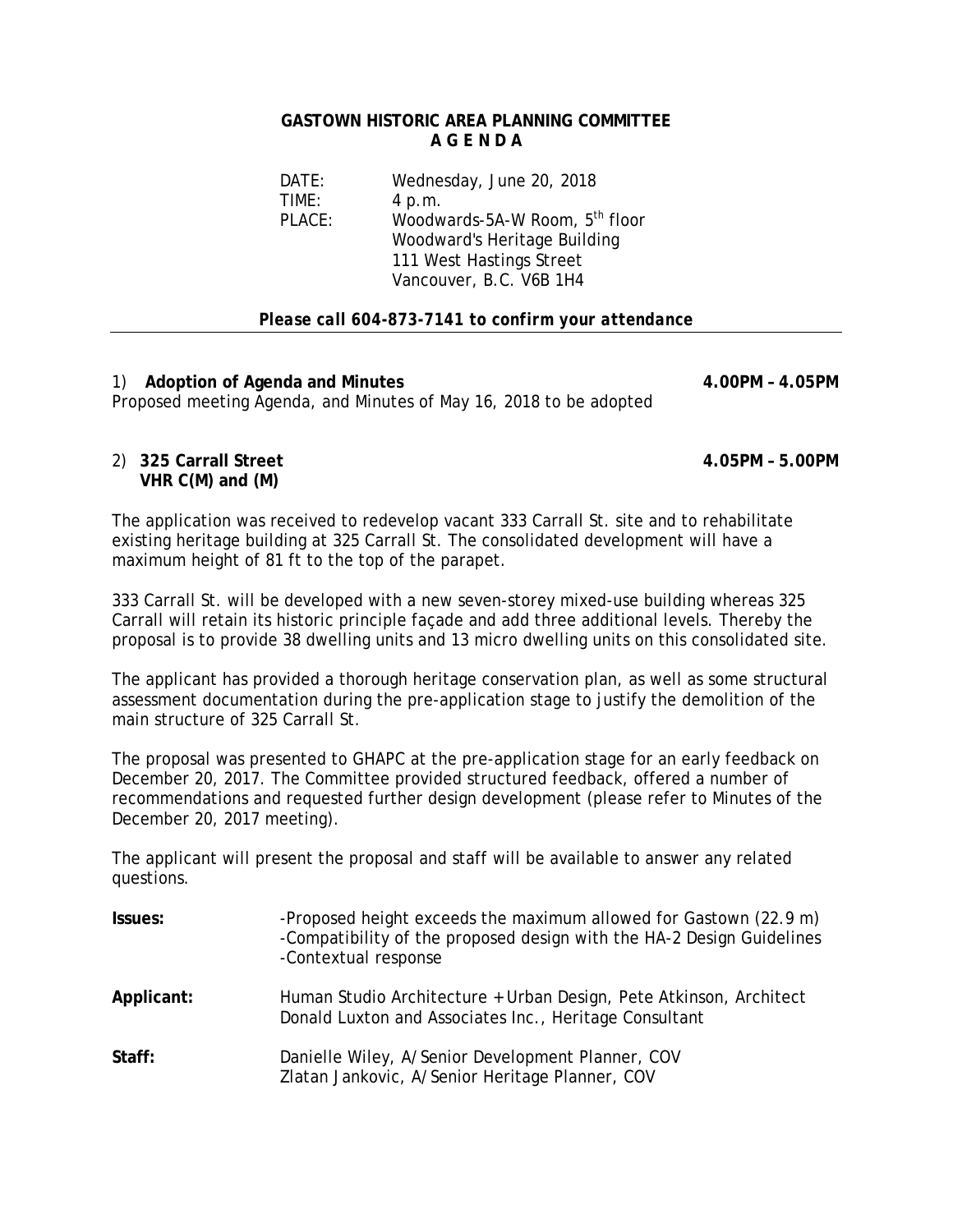# GASTOWN HISTORIC AREA PLANNING COMMITTEE
## A G E N D A

DATE: Wednesday, June 20, 2018
TIME: 4 p.m.
PLACE: Woodwards-5A-W Room, 5th floor
Woodward's Heritage Building
111 West Hastings Street
Vancouver, B.C. V6B 1H4

***Please call 604-873-7141 to confirm your attendance***

---

1) **Adoption of Agenda and Minutes** **4.00PM – 4.05PM**

Proposed meeting Agenda, and Minutes of May 16, 2018 to be adopted

2) **325 Carrall Street** **4.05PM – 5.00PM**
**VHR C(M) and (M)**

The application was received to redevelop vacant 333 Carrall St. site and to rehabilitate existing heritage building at 325 Carrall St. The consolidated development will have a maximum height of 81 ft to the top of the parapet.

333 Carrall St. will be developed with a new seven-storey mixed-use building whereas 325 Carrall will retain its historic principle façade and add three additional levels. Thereby the proposal is to provide 38 dwelling units and 13 micro dwelling units on this consolidated site.

The applicant has provided a thorough heritage conservation plan, as well as some structural assessment documentation during the pre-application stage to justify the demolition of the main structure of 325 Carrall St.

The proposal was presented to GHAPC at the pre-application stage for an early feedback on December 20, 2017. The Committee provided structured feedback, offered a number of recommendations and requested further design development (please refer to Minutes of the December 20, 2017 meeting).

The applicant will present the proposal and staff will be available to answer any related questions.

**Issues:**
-Proposed height exceeds the maximum allowed for Gastown (22.9 m)
-Compatibility of the proposed design with the HA-2 Design Guidelines
-Contextual response

**Applicant:**
Human Studio Architecture + Urban Design, Pete Atkinson, Architect
Donald Luxton and Associates Inc., Heritage Consultant

**Staff:**
Danielle Wiley, A/Senior Development Planner, COV
Zlatan Jankovic, A/Senior Heritage Planner, COV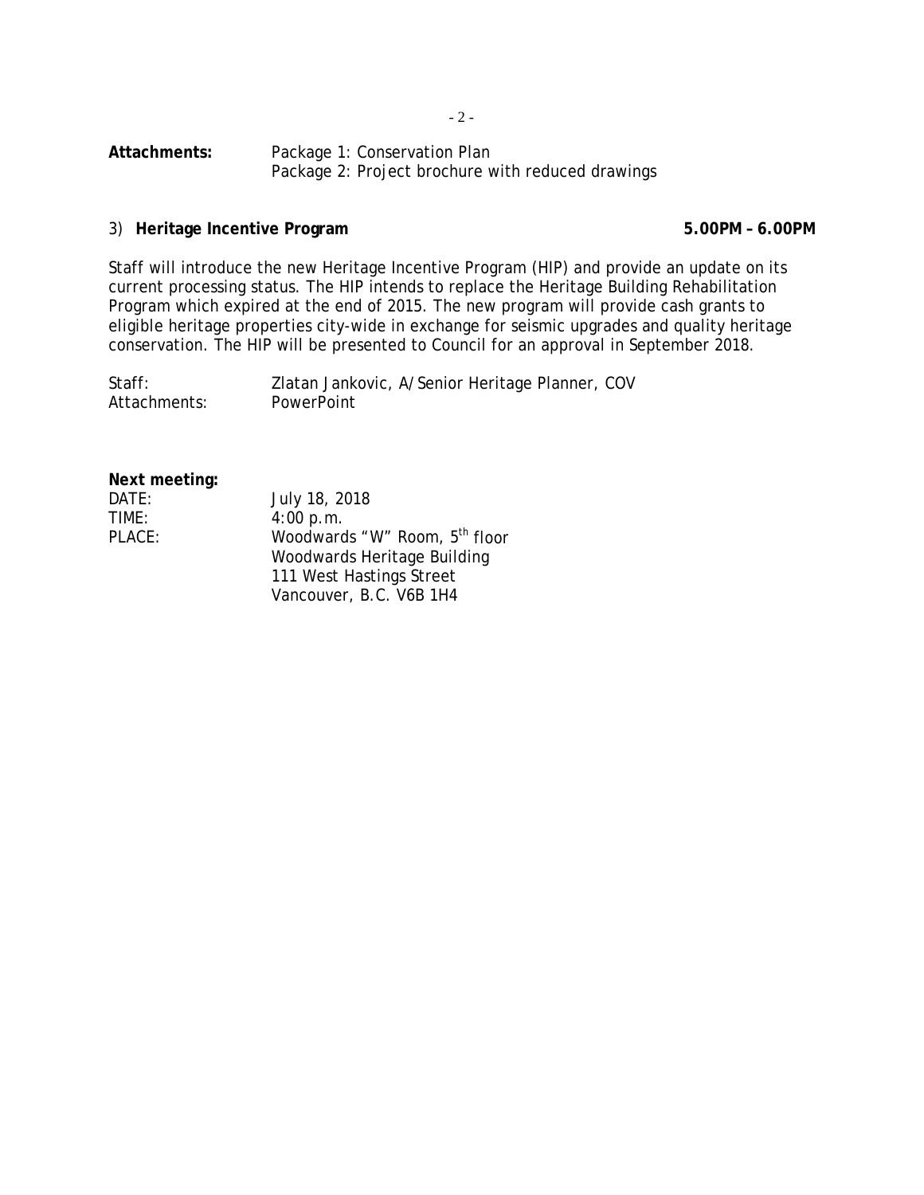**Attachments:** Package 1: Conservation Plan
Package 2: Project brochure with reduced drawings

3) **Heritage Incentive Program** **5.00PM – 6.00PM**

Staff will introduce the new Heritage Incentive Program (HIP) and provide an update on its current processing status. The HIP intends to replace the Heritage Building Rehabilitation Program which expired at the end of 2015. The new program will provide cash grants to eligible heritage properties city-wide in exchange for seismic upgrades and quality heritage conservation. The HIP will be presented to Council for an approval in September 2018.

Staff: Zlatan Jankovic, A/Senior Heritage Planner, COV
Attachments: PowerPoint

**Next meeting:**
DATE: July 18, 2018
TIME: 4:00 p.m.
PLACE: Woodwards "W" Room, 5th floor
Woodwards Heritage Building
111 West Hastings Street
Vancouver, B.C. V6B 1H4